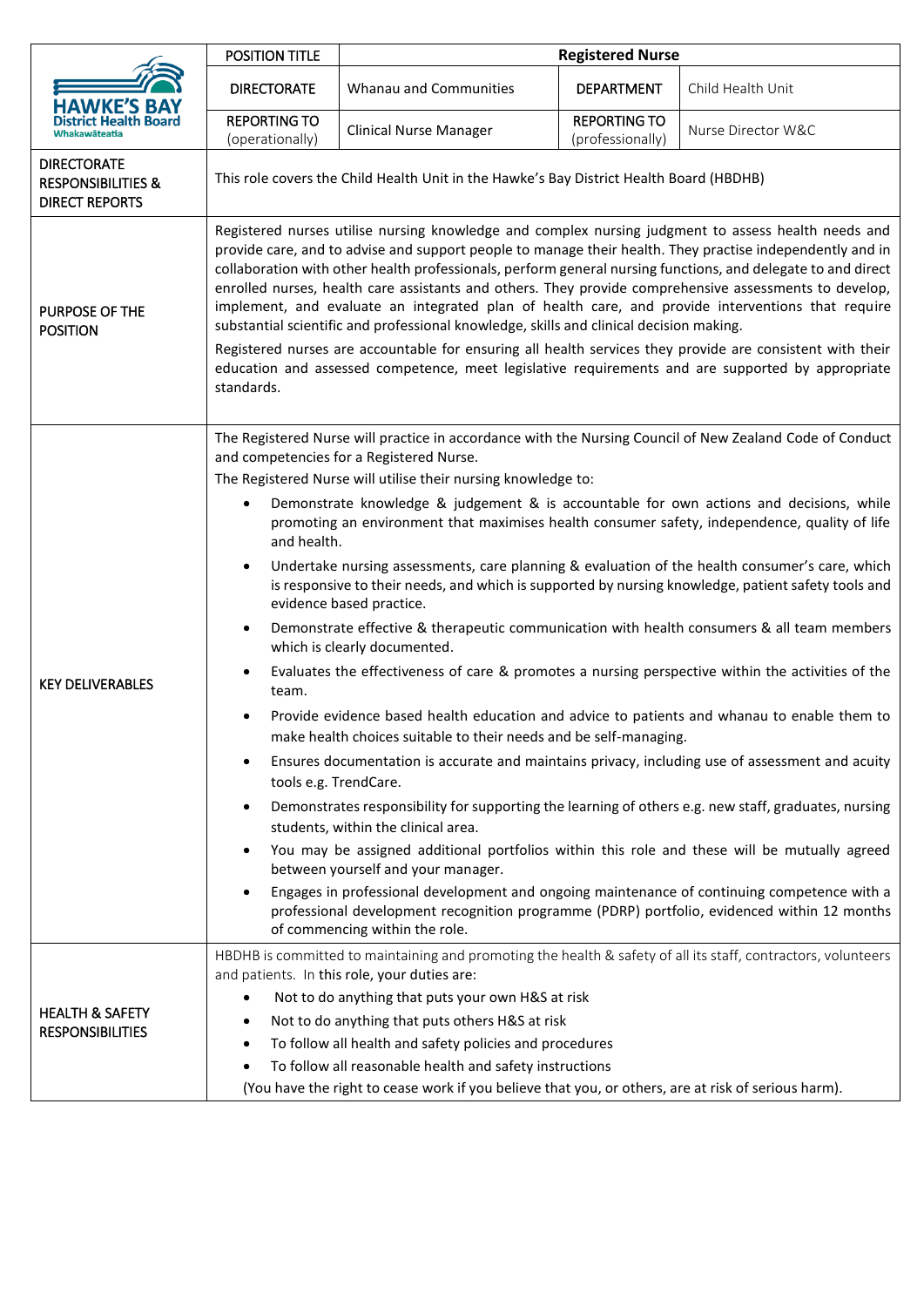| HAWKE'S BAY District Health Board Whakawāteatia | POSITION TITLE | Registered Nurse | | |
|---|---|---|---|---|
| | DIRECTORATE | Whanau and Communities | DEPARTMENT | Child Health Unit |
| | REPORTING TO (operationally) | Clinical Nurse Manager | REPORTING TO (professionally) | Nurse Director W&C |
| DIRECTORATE RESPONSIBILITIES & DIRECT REPORTS | This role covers the Child Health Unit in the Hawke's Bay District Health Board (HBDHB) | | | |
| PURPOSE OF THE POSITION | Registered nurses utilise nursing knowledge and complex nursing judgment to assess health needs and provide care, and to advise and support people to manage their health. They practise independently and in collaboration with other health professionals, perform general nursing functions, and delegate to and direct enrolled nurses, health care assistants and others. They provide comprehensive assessments to develop, implement, and evaluate an integrated plan of health care, and provide interventions that require substantial scientific and professional knowledge, skills and clinical decision making.<br><br>Registered nurses are accountable for ensuring all health services they provide are consistent with their education and assessed competence, meet legislative requirements and are supported by appropriate standards. | | | |
| KEY DELIVERABLES | The Registered Nurse will practice in accordance with the Nursing Council of New Zealand Code of Conduct and competencies for a Registered Nurse.<br>The Registered Nurse will utilise their nursing knowledge to:<br>• Demonstrate knowledge & judgement & is accountable for own actions and decisions, while promoting an environment that maximises health consumer safety, independence, quality of life and health.<br>• Undertake nursing assessments, care planning & evaluation of the health consumer's care, which is responsive to their needs, and which is supported by nursing knowledge, patient safety tools and evidence based practice.<br>• Demonstrate effective & therapeutic communication with health consumers & all team members which is clearly documented.<br>• Evaluates the effectiveness of care & promotes a nursing perspective within the activities of the team.<br>• Provide evidence based health education and advice to patients and whanau to enable them to make health choices suitable to their needs and be self-managing.<br>• Ensures documentation is accurate and maintains privacy, including use of assessment and acuity tools e.g. TrendCare.<br>• Demonstrates responsibility for supporting the learning of others e.g. new staff, graduates, nursing students, within the clinical area.<br>• You may be assigned additional portfolios within this role and these will be mutually agreed between yourself and your manager.<br>• Engages in professional development and ongoing maintenance of continuing competence with a professional development recognition programme (PDRP) portfolio, evidenced within 12 months of commencing within the role. | | | |
| HEALTH & SAFETY RESPONSIBILITIES | HBDHB is committed to maintaining and promoting the health & safety of all its staff, contractors, volunteers and patients. In this role, your duties are:<br>• Not to do anything that puts your own H&S at risk<br>• Not to do anything that puts others H&S at risk<br>• To follow all health and safety policies and procedures<br>• To follow all reasonable health and safety instructions<br>(You have the right to cease work if you believe that you, or others, are at risk of serious harm). | | | |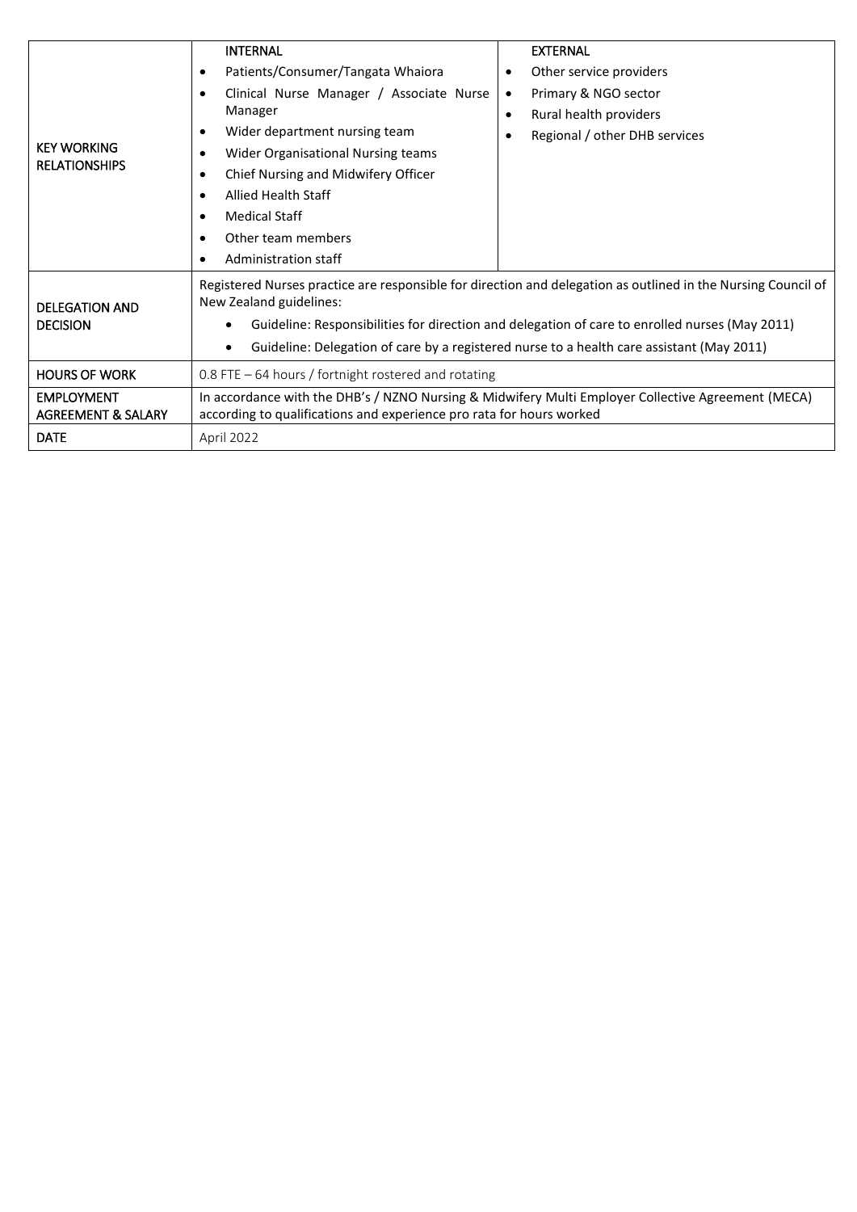| | | |
|---|---|---|
| KEY WORKING RELATIONSHIPS | **INTERNAL**<br>• Patients/Consumer/Tangata Whaiora<br>• Clinical Nurse Manager / Associate Nurse Manager<br>• Wider department nursing team<br>• Wider Organisational Nursing teams<br>• Chief Nursing and Midwifery Officer<br>• Allied Health Staff<br>• Medical Staff<br>• Other team members<br>• Administration staff | **EXTERNAL**<br>• Other service providers<br>• Primary & NGO sector<br>• Rural health providers<br>• Regional / other DHB services |
| DELEGATION AND DECISION | Registered Nurses practice are responsible for direction and delegation as outlined in the Nursing Council of New Zealand guidelines:<br>• Guideline: Responsibilities for direction and delegation of care to enrolled nurses (May 2011)<br>• Guideline: Delegation of care by a registered nurse to a health care assistant (May 2011) | |
| HOURS OF WORK | 0.8 FTE – 64 hours / fortnight rostered and rotating | |
| EMPLOYMENT AGREEMENT & SALARY | In accordance with the DHB's / NZNO Nursing & Midwifery Multi Employer Collective Agreement (MECA) according to qualifications and experience pro rata for hours worked | |
| DATE | April 2022 | |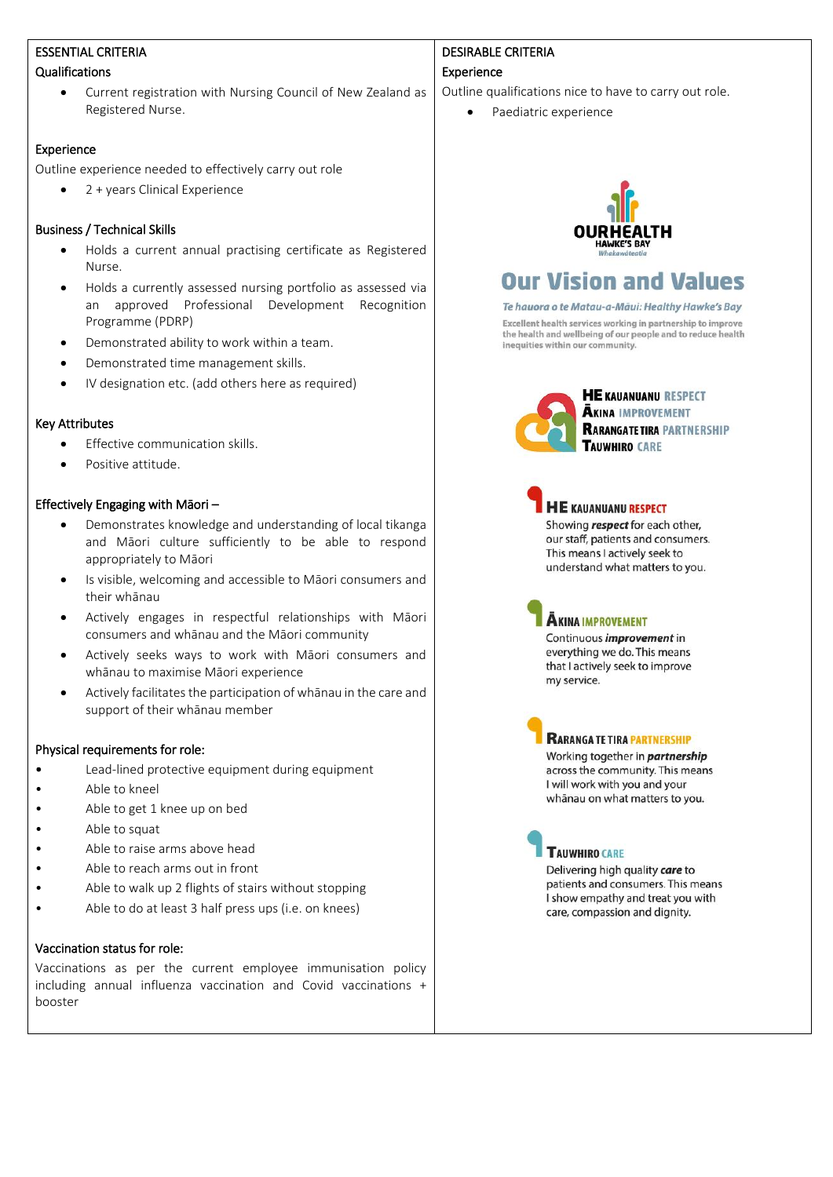## ESSENTIAL CRITERIA

### Qualifications

- Current registration with Nursing Council of New Zealand as Registered Nurse.

### Experience

Outline experience needed to effectively carry out role

- 2 + years Clinical Experience

### Business / Technical Skills

- Holds a current annual practising certificate as Registered Nurse.
- Holds a currently assessed nursing portfolio as assessed via an approved Professional Development Recognition Programme (PDRP)
- Demonstrated ability to work within a team.
- Demonstrated time management skills.
- IV designation etc. (add others here as required)

### Key Attributes

- Effective communication skills.
- Positive attitude.

### Effectively Engaging with Māori –

- Demonstrates knowledge and understanding of local tikanga and Māori culture sufficiently to be able to respond appropriately to Māori
- Is visible, welcoming and accessible to Māori consumers and their whānau
- Actively engages in respectful relationships with Māori consumers and whānau and the Māori community
- Actively seeks ways to work with Māori consumers and whānau to maximise Māori experience
- Actively facilitates the participation of whānau in the care and support of their whānau member

### Physical requirements for role:

- Lead-lined protective equipment during equipment
- Able to kneel
- Able to get 1 knee up on bed
- Able to squat
- Able to raise arms above head
- Able to reach arms out in front
- Able to walk up 2 flights of stairs without stopping
- Able to do at least 3 half press ups (i.e. on knees)

### Vaccination status for role:

Vaccinations as per the current employee immunisation policy including annual influenza vaccination and Covid vaccinations + booster

## DESIRABLE CRITERIA

### Experience

Outline qualifications nice to have to carry out role.

- Paediatric experience

OURHEALTH
HAWKE'S BAY
*Whakawāteatia*

## Our Vision and Values

*Te hauora o te Matau-a-Māui: Healthy Hawke's Bay*

Excellent health services working in partnership to improve the health and wellbeing of our people and to reduce health inequities within our community.

HE KAUANUANU RESPECT
ĀKINA IMPROVEMENT
RARANGA TE TIRA PARTNERSHIP
TAUWHIRO CARE

**HE KAUANUANU RESPECT**

Showing ***respect*** for each other, our staff, patients and consumers. This means I actively seek to understand what matters to you.

**ĀKINA IMPROVEMENT**

Continuous ***improvement*** in everything we do. This means that I actively seek to improve my service.

**RARANGA TE TIRA PARTNERSHIP**

Working together in ***partnership*** across the community. This means I will work with you and your whānau on what matters to you.

**TAUWHIRO CARE**

Delivering high quality ***care*** to patients and consumers. This means I show empathy and treat you with care, compassion and dignity.